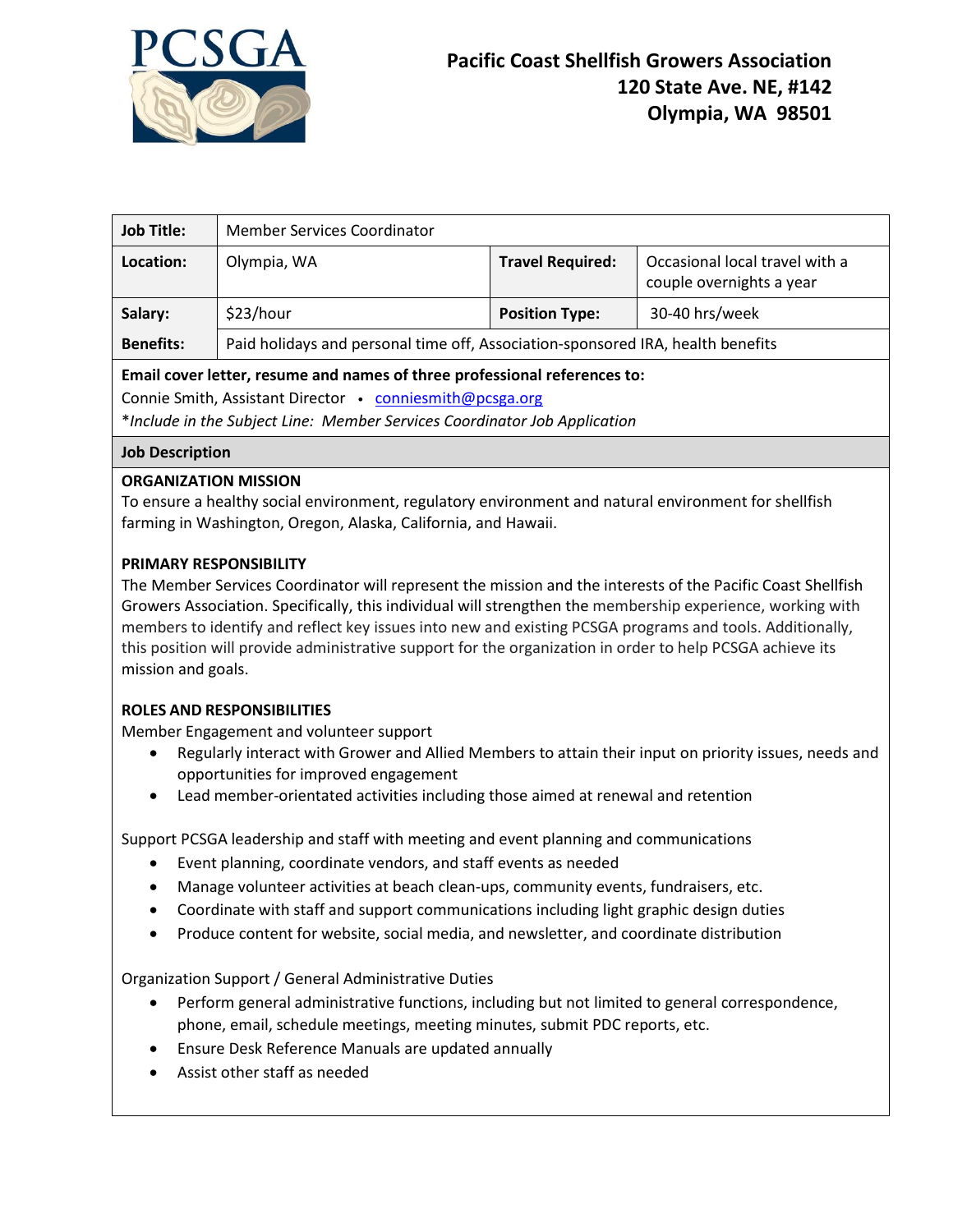# PCSGA

**Pacific Coast Shellfish Growers Association**
**120 State Ave. NE, #142**
**Olympia, WA 98501**

| **Job Title:** | Member Services Coordinator | | |
|---|---|---|---|
| **Location:** | Olympia, WA | **Travel Required:** | Occasional local travel with a couple overnights a year |
| **Salary:** | $23/hour | **Position Type:** | 30-40 hrs/week |
| **Benefits:** | Paid holidays and personal time off, Association-sponsored IRA, health benefits | | |

**Email cover letter, resume and names of three professional references to:**
Connie Smith, Assistant Director • conniesmith@pcsga.org
*\*Include in the Subject Line: Member Services Coordinator Job Application*

**Job Description**

**ORGANIZATION MISSION**
To ensure a healthy social environment, regulatory environment and natural environment for shellfish farming in Washington, Oregon, Alaska, California, and Hawaii.

**PRIMARY RESPONSIBILITY**
The Member Services Coordinator will represent the mission and the interests of the Pacific Coast Shellfish Growers Association. Specifically, this individual will strengthen the membership experience, working with members to identify and reflect key issues into new and existing PCSGA programs and tools. Additionally, this position will provide administrative support for the organization in order to help PCSGA achieve its mission and goals.

**ROLES AND RESPONSIBILITIES**
Member Engagement and volunteer support

- Regularly interact with Grower and Allied Members to attain their input on priority issues, needs and opportunities for improved engagement
- Lead member-orientated activities including those aimed at renewal and retention

Support PCSGA leadership and staff with meeting and event planning and communications

- Event planning, coordinate vendors, and staff events as needed
- Manage volunteer activities at beach clean-ups, community events, fundraisers, etc.
- Coordinate with staff and support communications including light graphic design duties
- Produce content for website, social media, and newsletter, and coordinate distribution

Organization Support / General Administrative Duties

- Perform general administrative functions, including but not limited to general correspondence, phone, email, schedule meetings, meeting minutes, submit PDC reports, etc.
- Ensure Desk Reference Manuals are updated annually
- Assist other staff as needed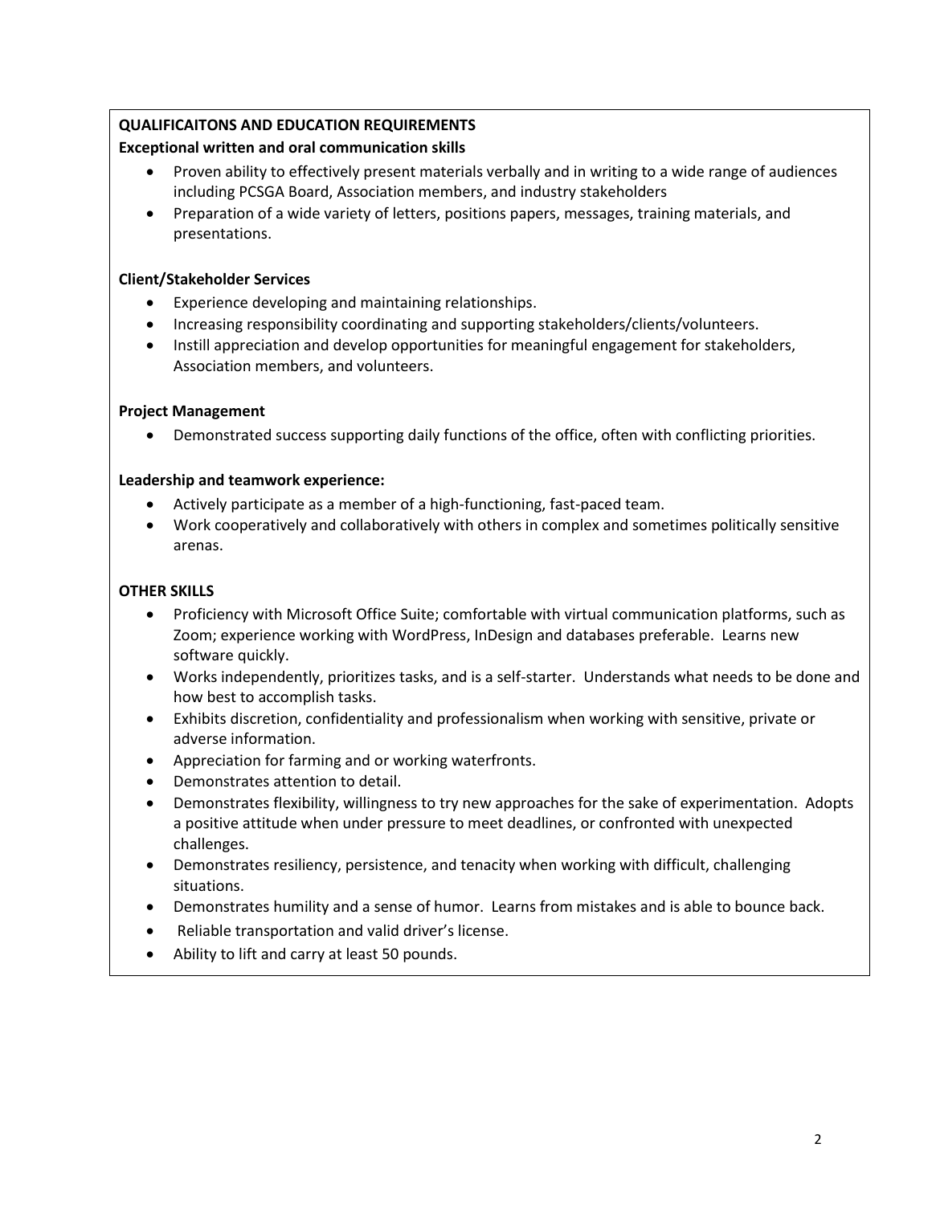**QUALIFICAITONS AND EDUCATION REQUIREMENTS**

**Exceptional written and oral communication skills**

- Proven ability to effectively present materials verbally and in writing to a wide range of audiences including PCSGA Board, Association members, and industry stakeholders
- Preparation of a wide variety of letters, positions papers, messages, training materials, and presentations.

**Client/Stakeholder Services**

- Experience developing and maintaining relationships.
- Increasing responsibility coordinating and supporting stakeholders/clients/volunteers.
- Instill appreciation and develop opportunities for meaningful engagement for stakeholders, Association members, and volunteers.

**Project Management**

- Demonstrated success supporting daily functions of the office, often with conflicting priorities.

**Leadership and teamwork experience:**

- Actively participate as a member of a high-functioning, fast-paced team.
- Work cooperatively and collaboratively with others in complex and sometimes politically sensitive arenas.

**OTHER SKILLS**

- Proficiency with Microsoft Office Suite; comfortable with virtual communication platforms, such as Zoom; experience working with WordPress, InDesign and databases preferable. Learns new software quickly.
- Works independently, prioritizes tasks, and is a self-starter. Understands what needs to be done and how best to accomplish tasks.
- Exhibits discretion, confidentiality and professionalism when working with sensitive, private or adverse information.
- Appreciation for farming and or working waterfronts.
- Demonstrates attention to detail.
- Demonstrates flexibility, willingness to try new approaches for the sake of experimentation. Adopts a positive attitude when under pressure to meet deadlines, or confronted with unexpected challenges.
- Demonstrates resiliency, persistence, and tenacity when working with difficult, challenging situations.
- Demonstrates humility and a sense of humor. Learns from mistakes and is able to bounce back.
- Reliable transportation and valid driver's license.
- Ability to lift and carry at least 50 pounds.